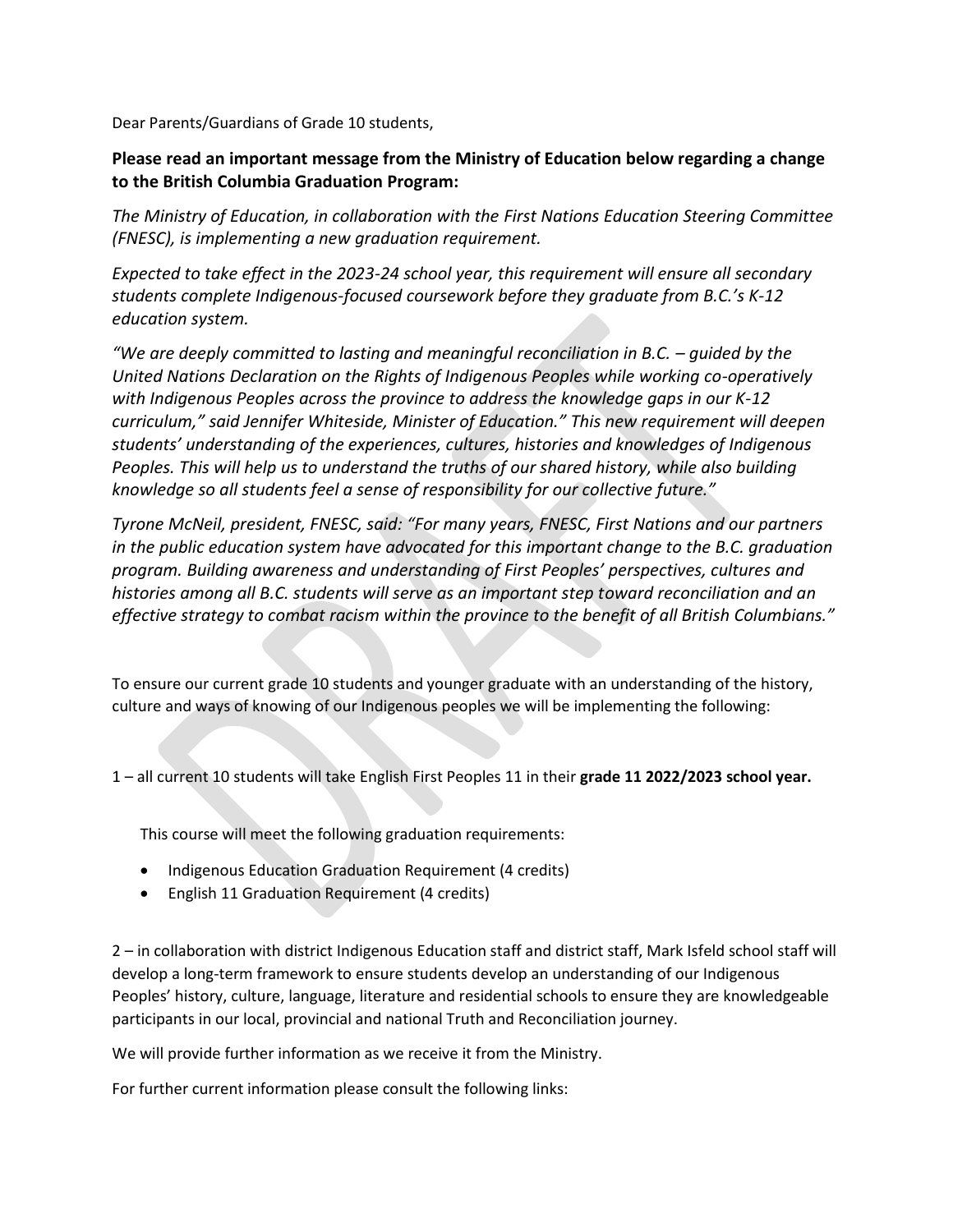Dear Parents/Guardians of Grade 10 students,

**Please read an important message from the Ministry of Education below regarding a change to the British Columbia Graduation Program:**

*The Ministry of Education, in collaboration with the First Nations Education Steering Committee (FNESC), is implementing a new graduation requirement.*

*Expected to take effect in the 2023-24 school year, this requirement will ensure all secondary students complete Indigenous-focused coursework before they graduate from B.C.'s K-12 education system.*

*"We are deeply committed to lasting and meaningful reconciliation in B.C. – guided by the United Nations Declaration on the Rights of Indigenous Peoples while working co-operatively with Indigenous Peoples across the province to address the knowledge gaps in our K-12 curriculum," said Jennifer Whiteside, Minister of Education." This new requirement will deepen students' understanding of the experiences, cultures, histories and knowledges of Indigenous Peoples. This will help us to understand the truths of our shared history, while also building knowledge so all students feel a sense of responsibility for our collective future."*

*Tyrone McNeil, president, FNESC, said: "For many years, FNESC, First Nations and our partners in the public education system have advocated for this important change to the B.C. graduation program. Building awareness and understanding of First Peoples' perspectives, cultures and histories among all B.C. students will serve as an important step toward reconciliation and an effective strategy to combat racism within the province to the benefit of all British Columbians."*

To ensure our current grade 10 students and younger graduate with an understanding of the history, culture and ways of knowing of our Indigenous peoples we will be implementing the following:

1 – all current 10 students will take English First Peoples 11 in their **grade 11 2022/2023 school year.**

This course will meet the following graduation requirements:

- Indigenous Education Graduation Requirement (4 credits)
- English 11 Graduation Requirement (4 credits)

2 – in collaboration with district Indigenous Education staff and district staff, Mark Isfeld school staff will develop a long-term framework to ensure students develop an understanding of our Indigenous Peoples' history, culture, language, literature and residential schools to ensure they are knowledgeable participants in our local, provincial and national Truth and Reconciliation journey.

We will provide further information as we receive it from the Ministry.

For further current information please consult the following links: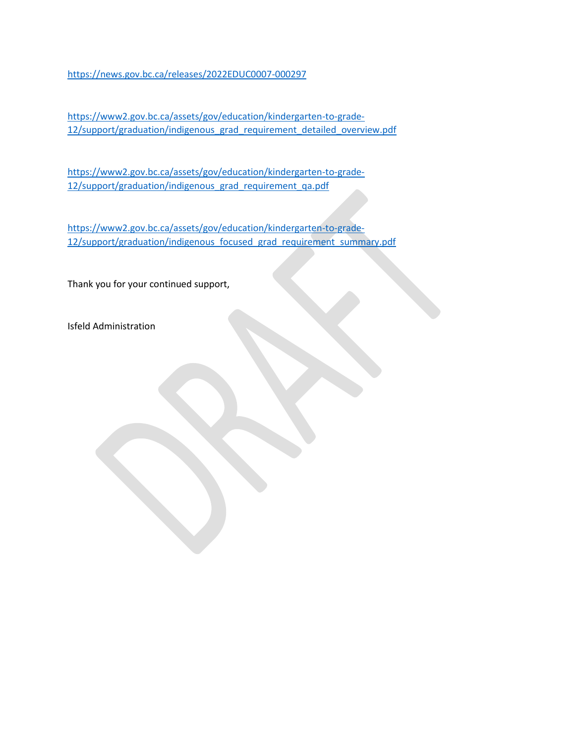https://news.gov.bc.ca/releases/2022EDUC0007-000297

https://www2.gov.bc.ca/assets/gov/education/kindergarten-to-grade-12/support/graduation/indigenous_grad_requirement_detailed_overview.pdf

https://www2.gov.bc.ca/assets/gov/education/kindergarten-to-grade-12/support/graduation/indigenous_grad_requirement_qa.pdf

https://www2.gov.bc.ca/assets/gov/education/kindergarten-to-grade-12/support/graduation/indigenous_focused_grad_requirement_summary.pdf

Thank you for your continued support,

Isfeld Administration